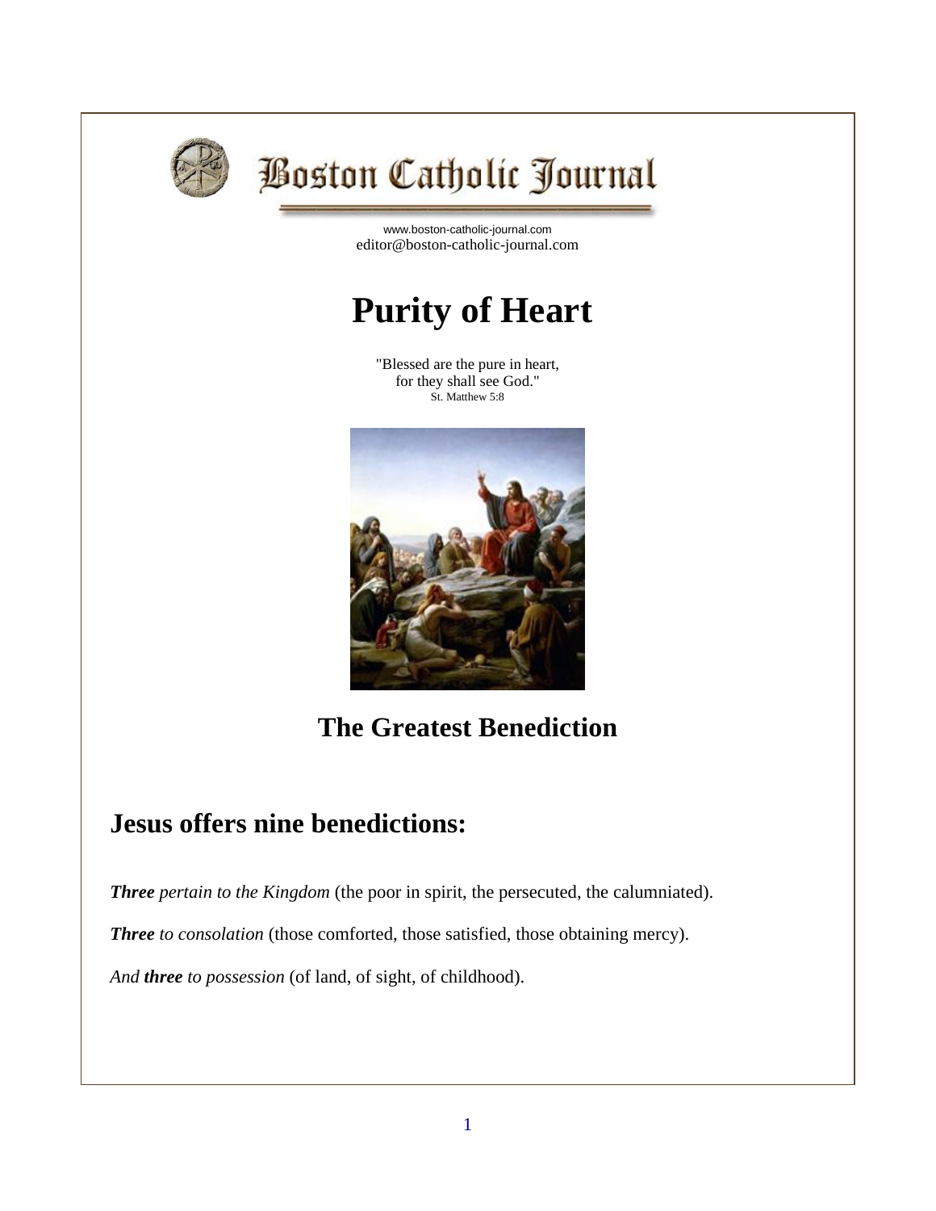# Boston Catholic Journal

www.boston-catholic-journal.com
editor@boston-catholic-journal.com

# Purity of Heart

"Blessed are the pure in heart,
for they shall see God."
St. Matthew 5:8

## The Greatest Benediction

## Jesus offers nine benedictions:

***Three*** *pertain to the Kingdom* (the poor in spirit, the persecuted, the calumniated).

***Three*** *to consolation* (those comforted, those satisfied, those obtaining mercy).

*And* ***three*** *to possession* (of land, of sight, of childhood).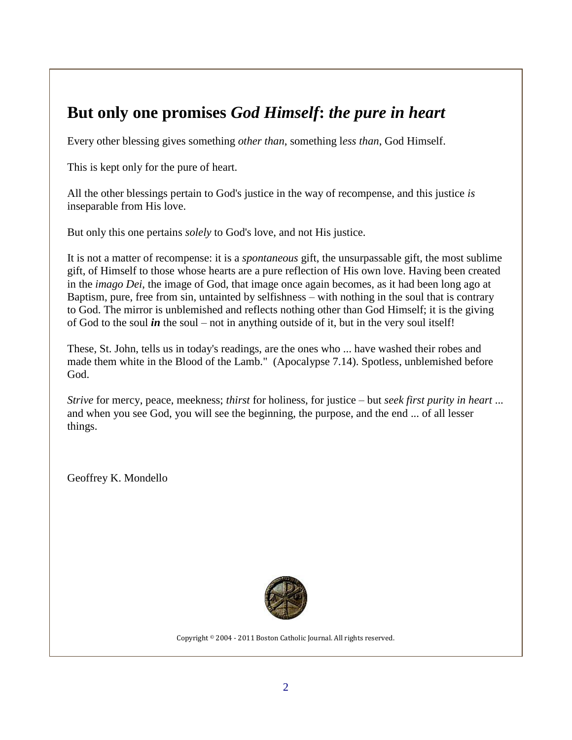## But only one promises *God Himself*: *the pure in heart*

Every other blessing gives something *other than*, something l*ess than*, God Himself.

This is kept only for the pure of heart.

All the other blessings pertain to God's justice in the way of recompense, and this justice *is* inseparable from His love.

But only this one pertains *solely* to God's love, and not His justice.

It is not a matter of recompense: it is a *spontaneous* gift, the unsurpassable gift, the most sublime gift, of Himself to those whose hearts are a pure reflection of His own love. Having been created in the *imago Dei*, the image of God, that image once again becomes, as it had been long ago at Baptism, pure, free from sin, untainted by selfishness – with nothing in the soul that is contrary to God. The mirror is unblemished and reflects nothing other than God Himself; it is the giving of God to the soul ***in*** the soul – not in anything outside of it, but in the very soul itself!

These, St. John, tells us in today's readings, are the ones who ... have washed their robes and made them white in the Blood of the Lamb." (Apocalypse 7.14). Spotless, unblemished before God.

*Strive* for mercy, peace, meekness; *thirst* for holiness, for justice – but *seek first purity in heart* ... and when you see God, you will see the beginning, the purpose, and the end ... of all lesser things.

Geoffrey K. Mondello

Copyright © 2004 - 2011 Boston Catholic Journal. All rights reserved.